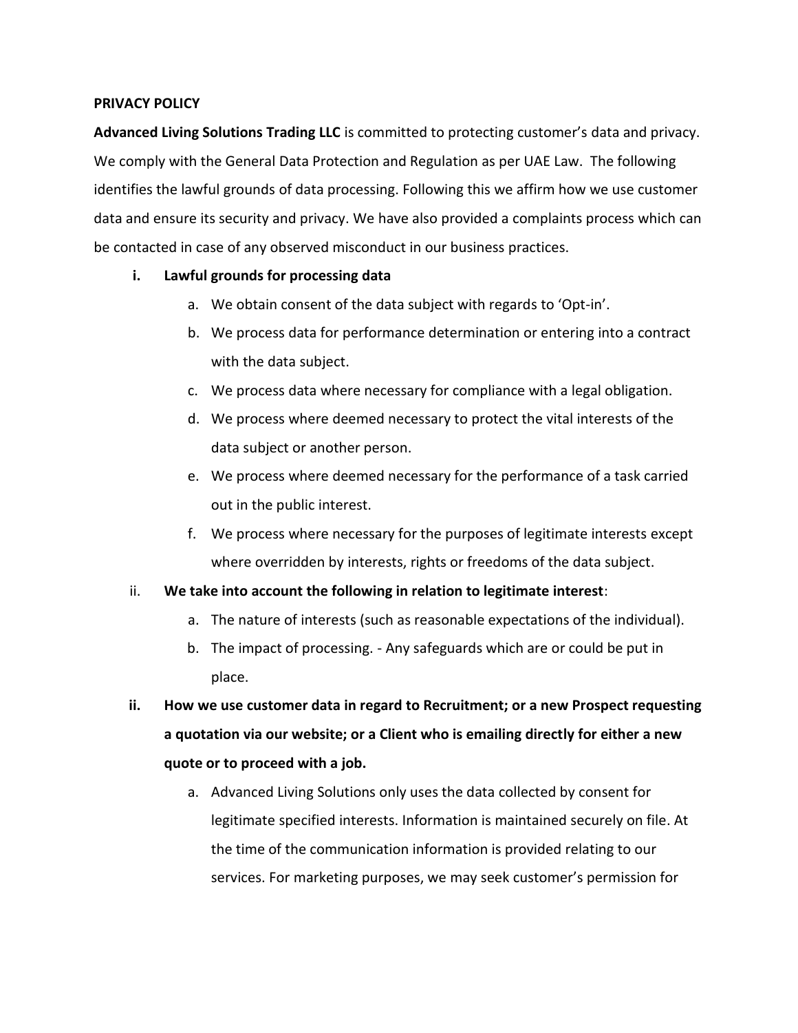**PRIVACY POLICY**

**Advanced Living Solutions Trading LLC** is committed to protecting customer's data and privacy. We comply with the General Data Protection and Regulation as per UAE Law. The following identifies the lawful grounds of data processing. Following this we affirm how we use customer data and ensure its security and privacy. We have also provided a complaints process which can be contacted in case of any observed misconduct in our business practices.

i. **Lawful grounds for processing data**
   a. We obtain consent of the data subject with regards to 'Opt-in'.
   b. We process data for performance determination or entering into a contract with the data subject.
   c. We process data where necessary for compliance with a legal obligation.
   d. We process where deemed necessary to protect the vital interests of the data subject or another person.
   e. We process where deemed necessary for the performance of a task carried out in the public interest.
   f. We process where necessary for the purposes of legitimate interests except where overridden by interests, rights or freedoms of the data subject.

ii. **We take into account the following in relation to legitimate interest**:
   a. The nature of interests (such as reasonable expectations of the individual).
   b. The impact of processing. - Any safeguards which are or could be put in place.

ii. **How we use customer data in regard to Recruitment; or a new Prospect requesting a quotation via our website; or a Client who is emailing directly for either a new quote or to proceed with a job.**
   a. Advanced Living Solutions only uses the data collected by consent for legitimate specified interests. Information is maintained securely on file. At the time of the communication information is provided relating to our services. For marketing purposes, we may seek customer's permission for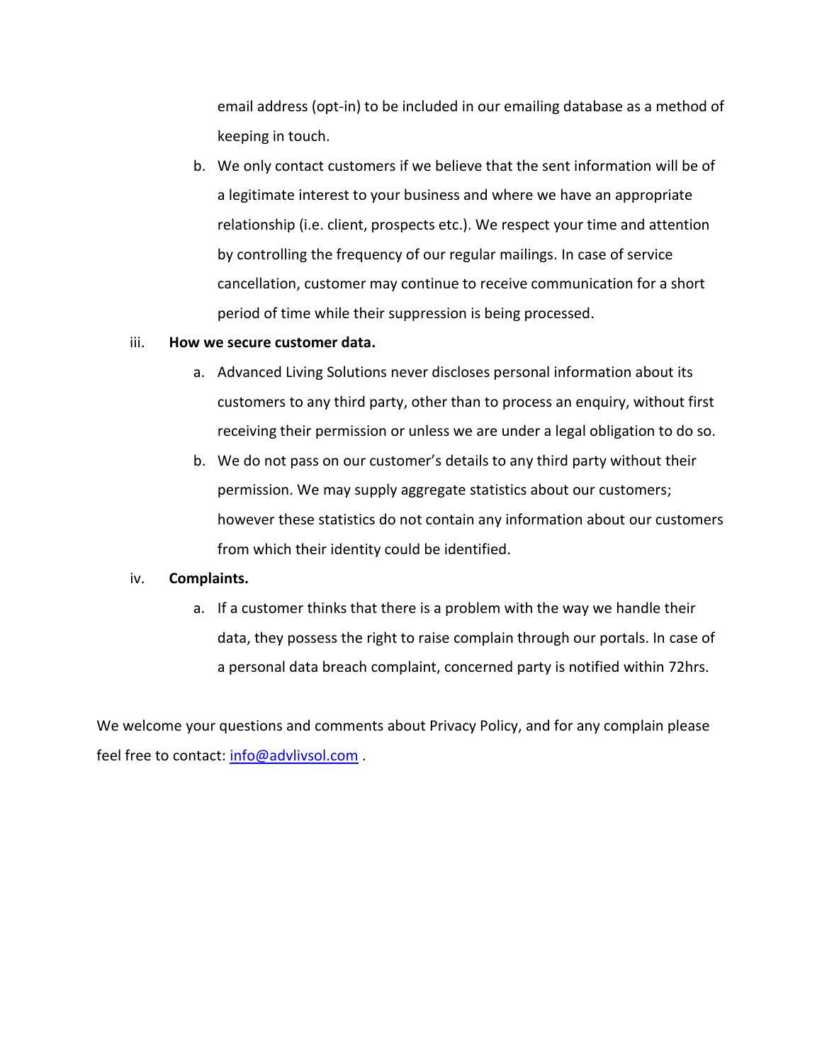email address (opt-in) to be included in our emailing database as a method of keeping in touch.

b. We only contact customers if we believe that the sent information will be of a legitimate interest to your business and where we have an appropriate relationship (i.e. client, prospects etc.). We respect your time and attention by controlling the frequency of our regular mailings. In case of service cancellation, customer may continue to receive communication for a short period of time while their suppression is being processed.

iii. **How we secure customer data.**

   a. Advanced Living Solutions never discloses personal information about its customers to any third party, other than to process an enquiry, without first receiving their permission or unless we are under a legal obligation to do so.

   b. We do not pass on our customer's details to any third party without their permission. We may supply aggregate statistics about our customers; however these statistics do not contain any information about our customers from which their identity could be identified.

iv. **Complaints.**

   a. If a customer thinks that there is a problem with the way we handle their data, they possess the right to raise complain through our portals. In case of a personal data breach complaint, concerned party is notified within 72hrs.

We welcome your questions and comments about Privacy Policy, and for any complain please feel free to contact: [info@advlivsol.com](mailto:info@advlivsol.com) .